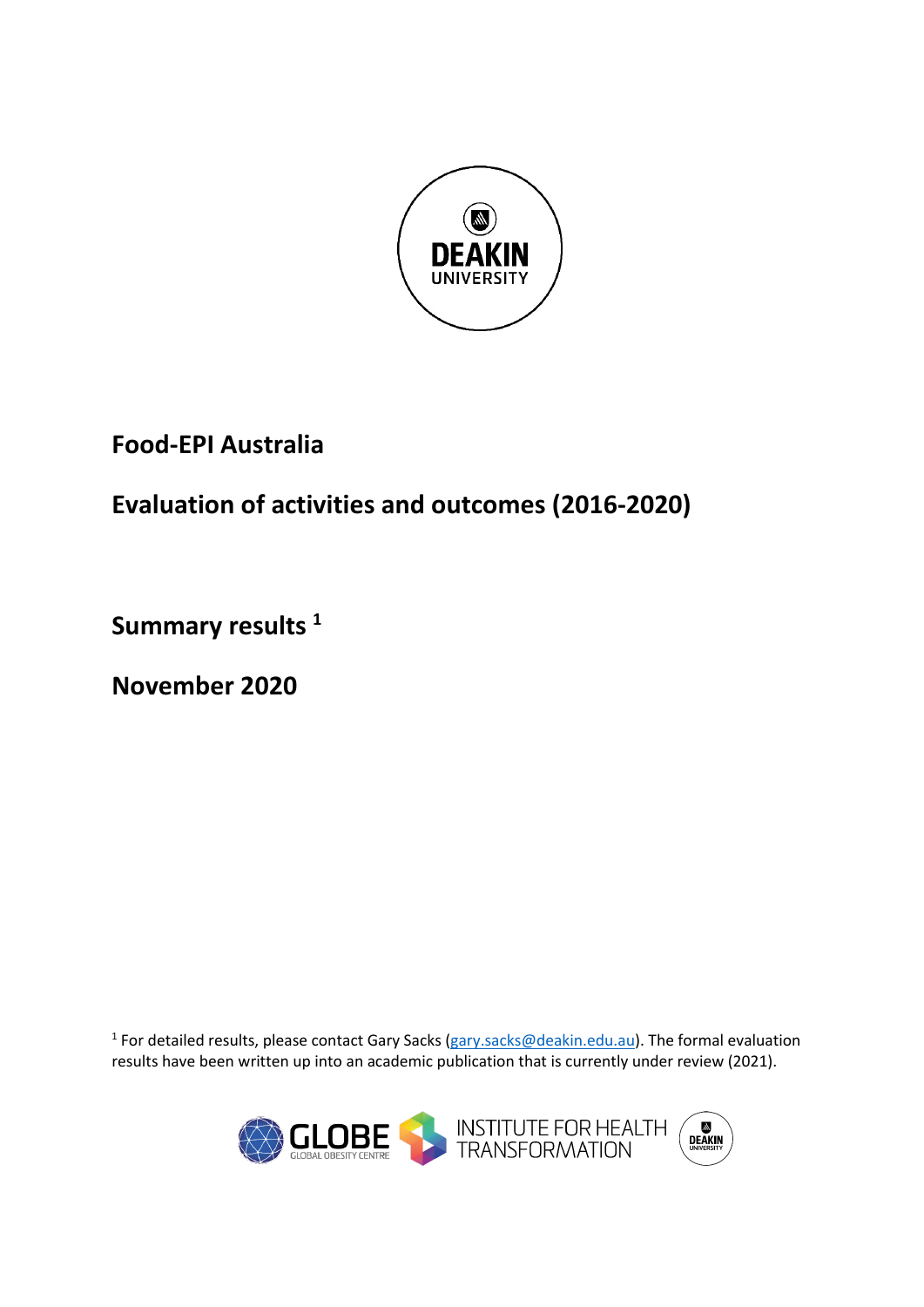**Food-EPI Australia**

**Evaluation of activities and outcomes (2016-2020)**

**Summary results [1]**

**November 2020**

[1] For detailed results, please contact Gary Sacks (gary.sacks@deakin.edu.au). The formal evaluation results have been written up into an academic publication that is currently under review (2021).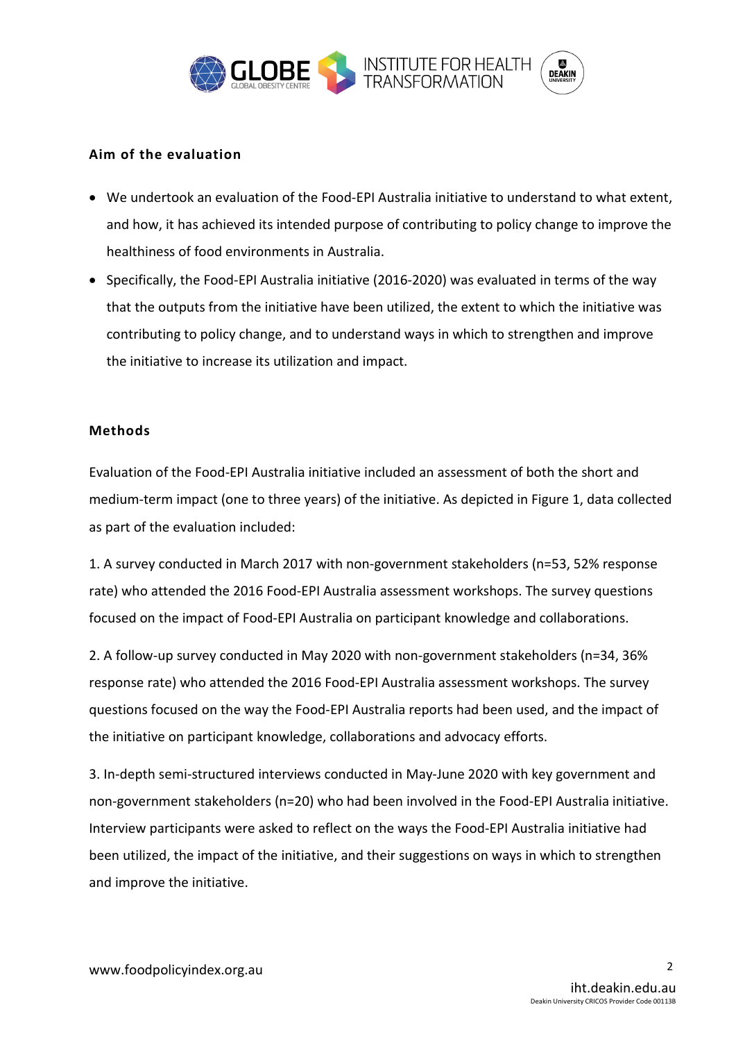## Aim of the evaluation

- We undertook an evaluation of the Food-EPI Australia initiative to understand to what extent, and how, it has achieved its intended purpose of contributing to policy change to improve the healthiness of food environments in Australia.
- Specifically, the Food-EPI Australia initiative (2016-2020) was evaluated in terms of the way that the outputs from the initiative have been utilized, the extent to which the initiative was contributing to policy change, and to understand ways in which to strengthen and improve the initiative to increase its utilization and impact.

## Methods

Evaluation of the Food-EPI Australia initiative included an assessment of both the short and medium-term impact (one to three years) of the initiative. As depicted in Figure 1, data collected as part of the evaluation included:

1. A survey conducted in March 2017 with non-government stakeholders (n=53, 52% response rate) who attended the 2016 Food-EPI Australia assessment workshops. The survey questions focused on the impact of Food-EPI Australia on participant knowledge and collaborations.

2. A follow-up survey conducted in May 2020 with non-government stakeholders (n=34, 36% response rate) who attended the 2016 Food-EPI Australia assessment workshops. The survey questions focused on the way the Food-EPI Australia reports had been used, and the impact of the initiative on participant knowledge, collaborations and advocacy efforts.

3. In-depth semi-structured interviews conducted in May-June 2020 with key government and non-government stakeholders (n=20) who had been involved in the Food-EPI Australia initiative. Interview participants were asked to reflect on the ways the Food-EPI Australia initiative had been utilized, the impact of the initiative, and their suggestions on ways in which to strengthen and improve the initiative.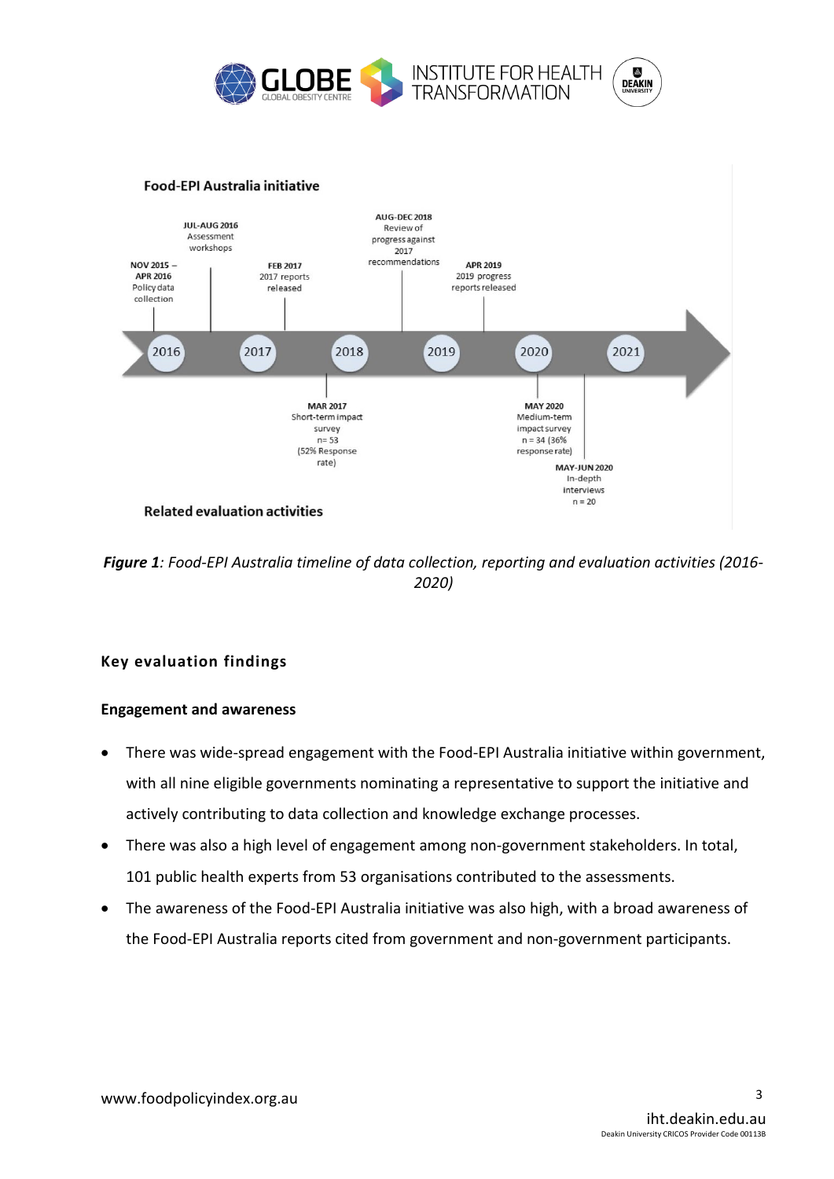**Food-EPI Australia initiative**

NOV 2015 – APR 2016 Policy data collection

JUL-AUG 2016 Assessment workshops

FEB 2017 2017 reports released

AUG-DEC 2018 Review of progress against 2017 recommendations

APR 2019 2019 progress reports released

2016 2017 2018 2019 2020 2021

MAR 2017 Short-term impact survey n= 53 (52% Response rate)

MAY 2020 Medium-term impact survey n = 34 (36% response rate)

MAY-JUN 2020 In-depth interviews n = 20

**Related evaluation activities**

***Figure 1****: Food-EPI Australia timeline of data collection, reporting and evaluation activities (2016-2020)*

## Key evaluation findings

### Engagement and awareness

- There was wide-spread engagement with the Food-EPI Australia initiative within government, with all nine eligible governments nominating a representative to support the initiative and actively contributing to data collection and knowledge exchange processes.
- There was also a high level of engagement among non-government stakeholders. In total, 101 public health experts from 53 organisations contributed to the assessments.
- The awareness of the Food-EPI Australia initiative was also high, with a broad awareness of the Food-EPI Australia reports cited from government and non-government participants.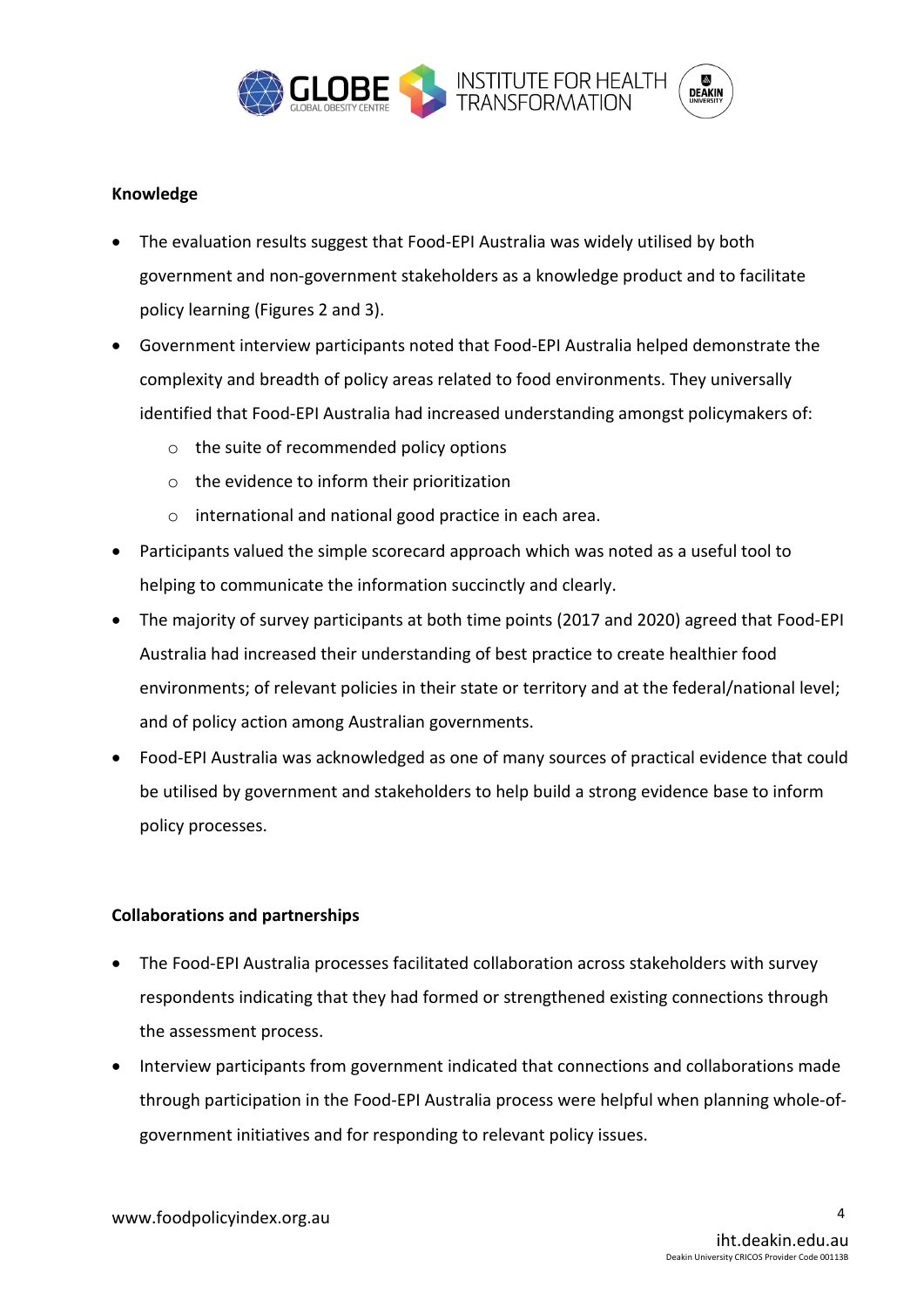**Knowledge**

- The evaluation results suggest that Food-EPI Australia was widely utilised by both government and non-government stakeholders as a knowledge product and to facilitate policy learning (Figures 2 and 3).
- Government interview participants noted that Food-EPI Australia helped demonstrate the complexity and breadth of policy areas related to food environments. They universally identified that Food-EPI Australia had increased understanding amongst policymakers of:
  - the suite of recommended policy options
  - the evidence to inform their prioritization
  - international and national good practice in each area.
- Participants valued the simple scorecard approach which was noted as a useful tool to helping to communicate the information succinctly and clearly.
- The majority of survey participants at both time points (2017 and 2020) agreed that Food-EPI Australia had increased their understanding of best practice to create healthier food environments; of relevant policies in their state or territory and at the federal/national level; and of policy action among Australian governments.
- Food-EPI Australia was acknowledged as one of many sources of practical evidence that could be utilised by government and stakeholders to help build a strong evidence base to inform policy processes.

**Collaborations and partnerships**

- The Food-EPI Australia processes facilitated collaboration across stakeholders with survey respondents indicating that they had formed or strengthened existing connections through the assessment process.
- Interview participants from government indicated that connections and collaborations made through participation in the Food-EPI Australia process were helpful when planning whole-of-government initiatives and for responding to relevant policy issues.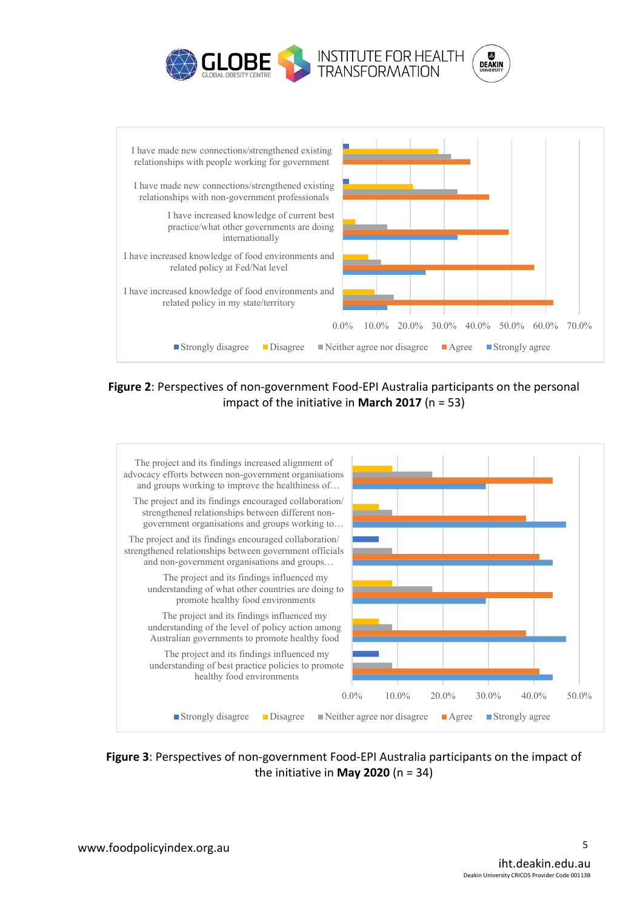Figure 2: Perspectives of non-government Food-EPI Australia participants on the personal impact of the initiative in **March 2017** (n = 53)

Figure 3: Perspectives of non-government Food-EPI Australia participants on the impact of the initiative in **May 2020** (n = 34)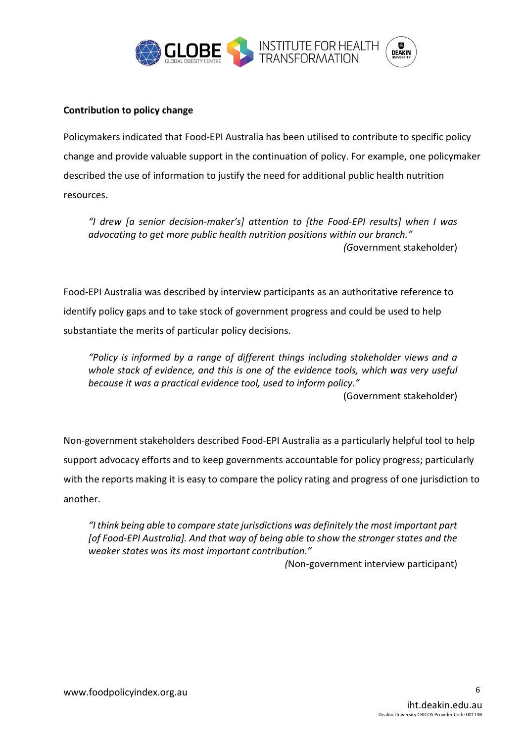**Contribution to policy change**

Policymakers indicated that Food-EPI Australia has been utilised to contribute to specific policy change and provide valuable support in the continuation of policy. For example, one policymaker described the use of information to justify the need for additional public health nutrition resources.

> *"I drew [a senior decision-maker's] attention to [the Food-EPI results] when I was advocating to get more public health nutrition positions within our branch."*
>
> (Government stakeholder)

Food-EPI Australia was described by interview participants as an authoritative reference to identify policy gaps and to take stock of government progress and could be used to help substantiate the merits of particular policy decisions.

> *"Policy is informed by a range of different things including stakeholder views and a whole stack of evidence, and this is one of the evidence tools, which was very useful because it was a practical evidence tool, used to inform policy."*
>
> (Government stakeholder)

Non-government stakeholders described Food-EPI Australia as a particularly helpful tool to help support advocacy efforts and to keep governments accountable for policy progress; particularly with the reports making it is easy to compare the policy rating and progress of one jurisdiction to another.

> *"I think being able to compare state jurisdictions was definitely the most important part [of Food-EPI Australia]. And that way of being able to show the stronger states and the weaker states was its most important contribution."*
>
> (Non-government interview participant)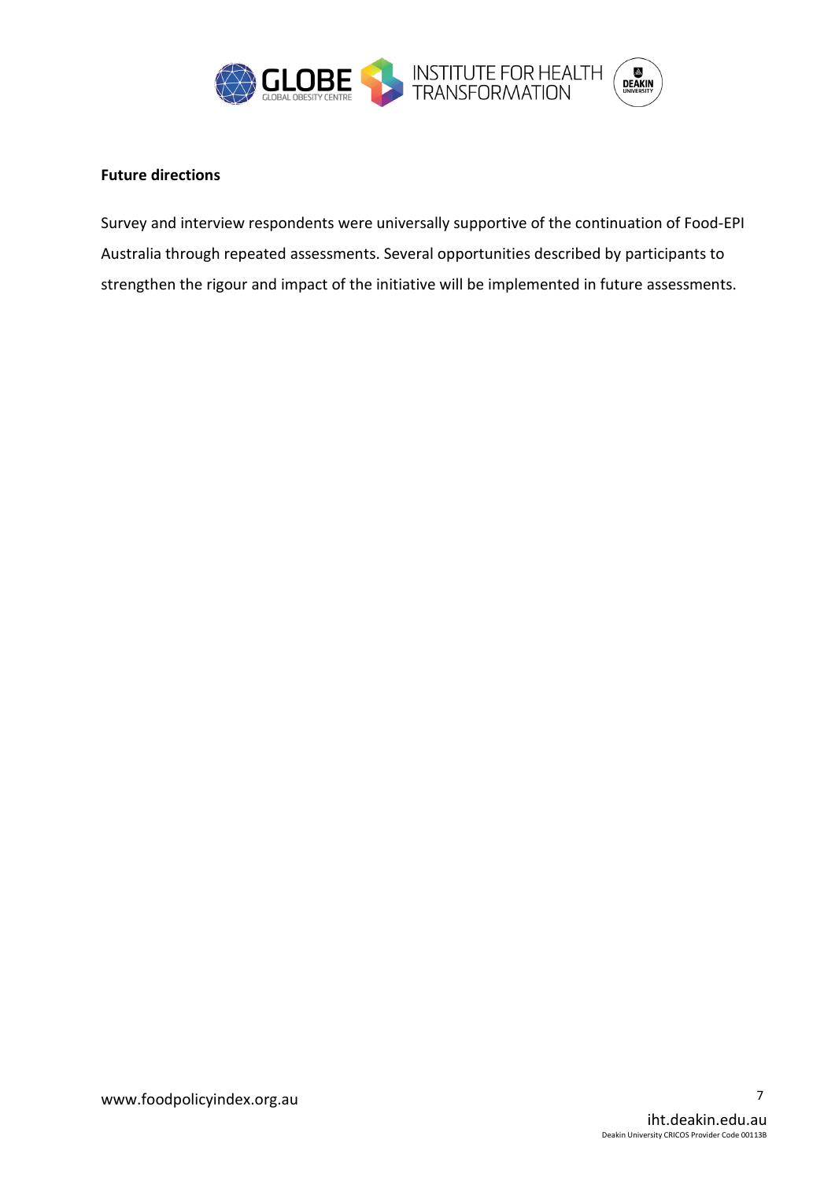**Future directions**

Survey and interview respondents were universally supportive of the continuation of Food-EPI Australia through repeated assessments. Several opportunities described by participants to strengthen the rigour and impact of the initiative will be implemented in future assessments.